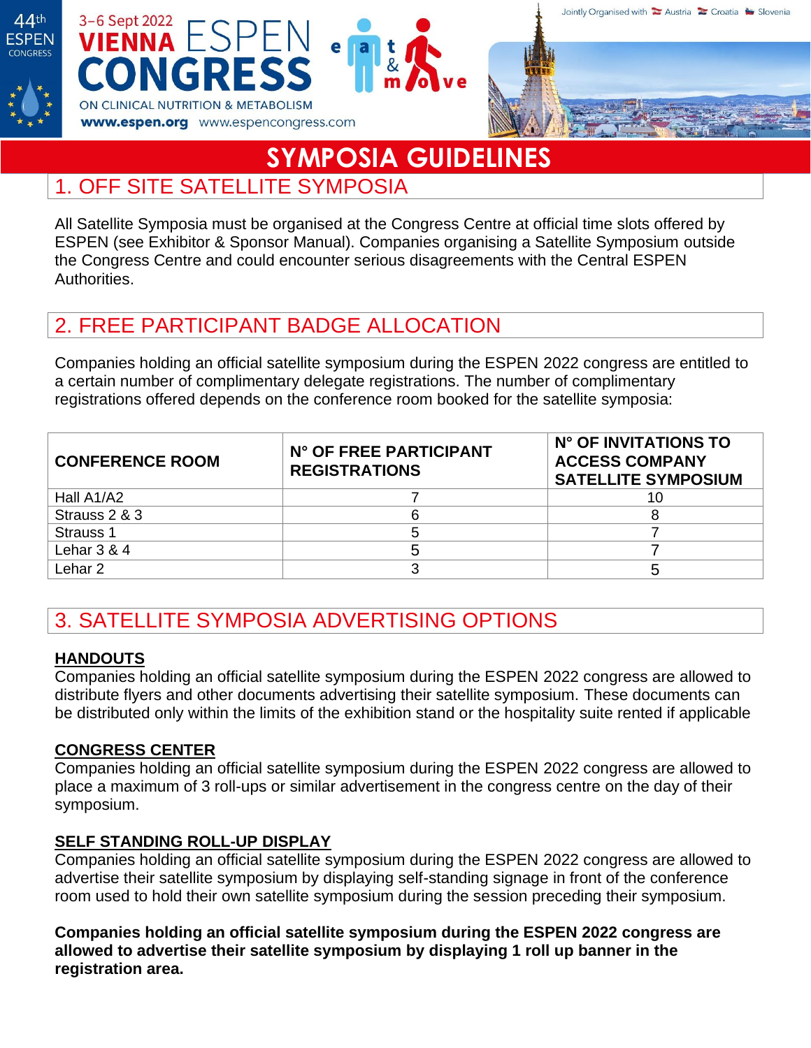# SYMPOSIA GUIDELINES

## 1. OFF SITE SATELLITE SYMPOSIA

All Satellite Symposia must be organised at the Congress Centre at official time slots offered by ESPEN (see Exhibitor & Sponsor Manual). Companies organising a Satellite Symposium outside the Congress Centre and could encounter serious disagreements with the Central ESPEN Authorities.

## 2. FREE PARTICIPANT BADGE ALLOCATION

Companies holding an official satellite symposium during the ESPEN 2022 congress are entitled to a certain number of complimentary delegate registrations. The number of complimentary registrations offered depends on the conference room booked for the satellite symposia:

| CONFERENCE ROOM | N° OF FREE PARTICIPANT REGISTRATIONS | N° OF INVITATIONS TO ACCESS COMPANY SATELLITE SYMPOSIUM |
|---|---|---|
| Hall A1/A2 | 7 | 10 |
| Strauss 2 & 3 | 6 | 8 |
| Strauss 1 | 5 | 7 |
| Lehar 3 & 4 | 5 | 7 |
| Lehar 2 | 3 | 5 |

## 3. SATELLITE SYMPOSIA ADVERTISING OPTIONS

**HANDOUTS**

Companies holding an official satellite symposium during the ESPEN 2022 congress are allowed to distribute flyers and other documents advertising their satellite symposium. These documents can be distributed only within the limits of the exhibition stand or the hospitality suite rented if applicable

**CONGRESS CENTER**

Companies holding an official satellite symposium during the ESPEN 2022 congress are allowed to place a maximum of 3 roll-ups or similar advertisement in the congress centre on the day of their symposium.

**SELF STANDING ROLL-UP DISPLAY**

Companies holding an official satellite symposium during the ESPEN 2022 congress are allowed to advertise their satellite symposium by displaying self-standing signage in front of the conference room used to hold their own satellite symposium during the session preceding their symposium.

**Companies holding an official satellite symposium during the ESPEN 2022 congress are allowed to advertise their satellite symposium by displaying 1 roll up banner in the registration area.**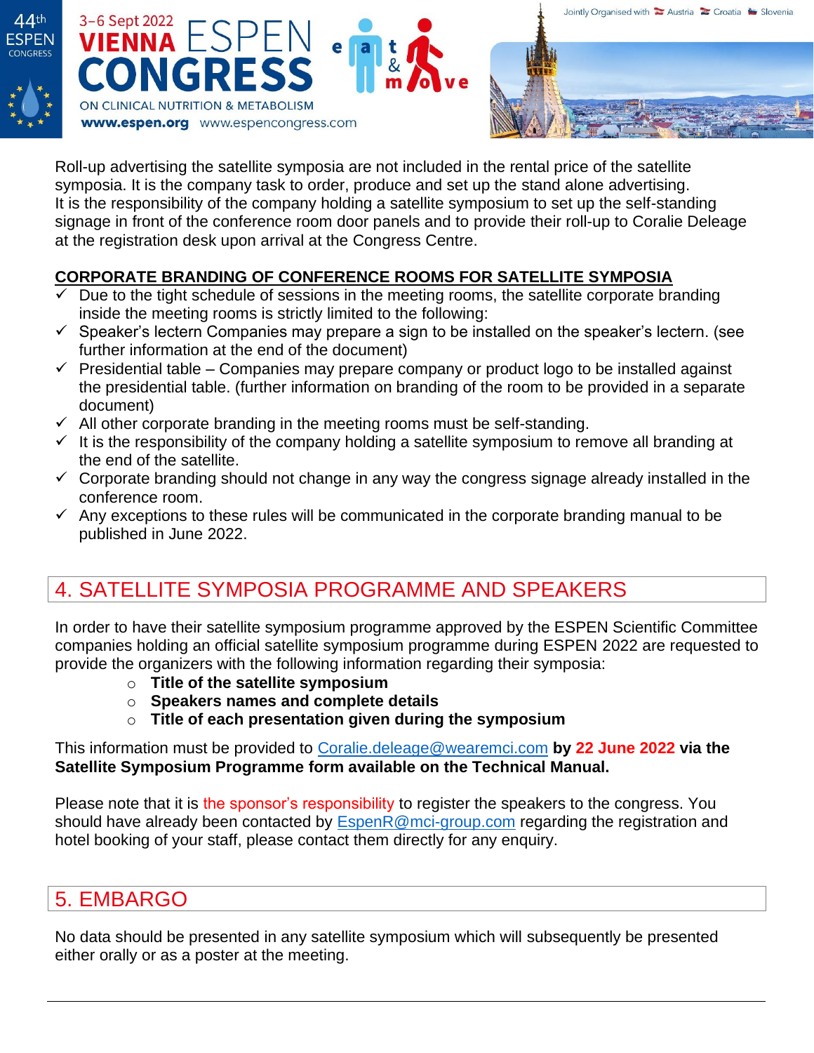Roll-up advertising the satellite symposia are not included in the rental price of the satellite symposia. It is the company task to order, produce and set up the stand alone advertising. It is the responsibility of the company holding a satellite symposium to set up the self-standing signage in front of the conference room door panels and to provide their roll-up to Coralie Deleage at the registration desk upon arrival at the Congress Centre.

**CORPORATE BRANDING OF CONFERENCE ROOMS FOR SATELLITE SYMPOSIA**

- ✓ Due to the tight schedule of sessions in the meeting rooms, the satellite corporate branding inside the meeting rooms is strictly limited to the following:
- ✓ Speaker's lectern Companies may prepare a sign to be installed on the speaker's lectern. (see further information at the end of the document)
- ✓ Presidential table – Companies may prepare company or product logo to be installed against the presidential table. (further information on branding of the room to be provided in a separate document)
- ✓ All other corporate branding in the meeting rooms must be self-standing.
- ✓ It is the responsibility of the company holding a satellite symposium to remove all branding at the end of the satellite.
- ✓ Corporate branding should not change in any way the congress signage already installed in the conference room.
- ✓ Any exceptions to these rules will be communicated in the corporate branding manual to be published in June 2022.

## 4. SATELLITE SYMPOSIA PROGRAMME AND SPEAKERS

In order to have their satellite symposium programme approved by the ESPEN Scientific Committee companies holding an official satellite symposium programme during ESPEN 2022 are requested to provide the organizers with the following information regarding their symposia:

- **Title of the satellite symposium**
- **Speakers names and complete details**
- **Title of each presentation given during the symposium**

This information must be provided to Coralie.deleage@wearemci.com **by 22 June 2022 via the Satellite Symposium Programme form available on the Technical Manual.**

Please note that it is the sponsor's responsibility to register the speakers to the congress. You should have already been contacted by EspenR@mci-group.com regarding the registration and hotel booking of your staff, please contact them directly for any enquiry.

## 5. EMBARGO

No data should be presented in any satellite symposium which will subsequently be presented either orally or as a poster at the meeting.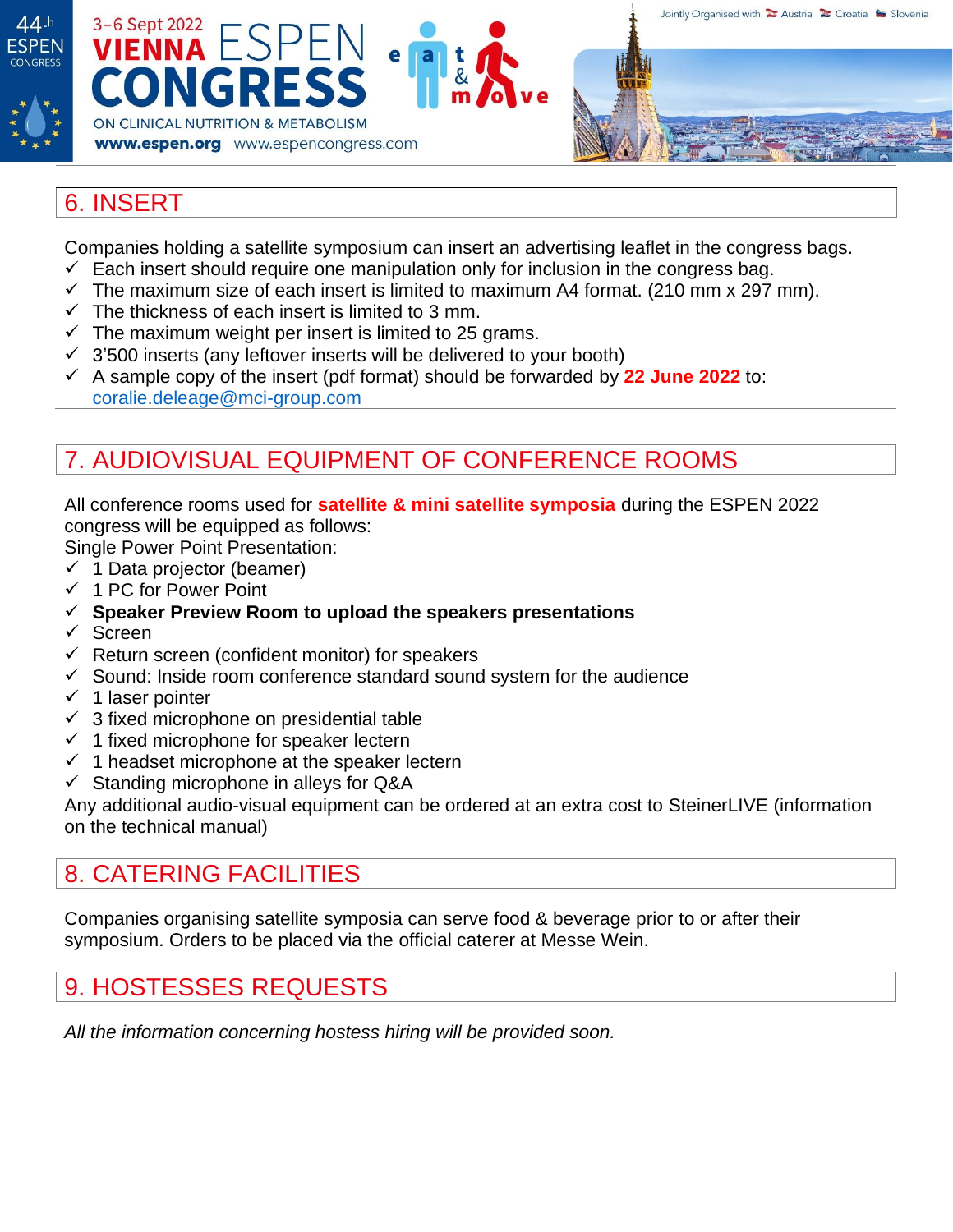## 6. INSERT

Companies holding a satellite symposium can insert an advertising leaflet in the congress bags.

- ✓ Each insert should require one manipulation only for inclusion in the congress bag.
- ✓ The maximum size of each insert is limited to maximum A4 format. (210 mm x 297 mm).
- ✓ The thickness of each insert is limited to 3 mm.
- ✓ The maximum weight per insert is limited to 25 grams.
- ✓ 3'500 inserts (any leftover inserts will be delivered to your booth)
- ✓ A sample copy of the insert (pdf format) should be forwarded by **22 June 2022** to: coralie.deleage@mci-group.com

## 7. AUDIOVISUAL EQUIPMENT OF CONFERENCE ROOMS

All conference rooms used for **satellite & mini satellite symposia** during the ESPEN 2022 congress will be equipped as follows:

Single Power Point Presentation:

- ✓ 1 Data projector (beamer)
- ✓ 1 PC for Power Point
- ✓ **Speaker Preview Room to upload the speakers presentations**
- ✓ Screen
- ✓ Return screen (confident monitor) for speakers
- ✓ Sound: Inside room conference standard sound system for the audience
- ✓ 1 laser pointer
- ✓ 3 fixed microphone on presidential table
- ✓ 1 fixed microphone for speaker lectern
- ✓ 1 headset microphone at the speaker lectern
- ✓ Standing microphone in alleys for Q&A

Any additional audio-visual equipment can be ordered at an extra cost to SteinerLIVE (information on the technical manual)

## 8. CATERING FACILITIES

Companies organising satellite symposia can serve food & beverage prior to or after their symposium. Orders to be placed via the official caterer at Messe Wein.

## 9. HOSTESSES REQUESTS

*All the information concerning hostess hiring will be provided soon.*